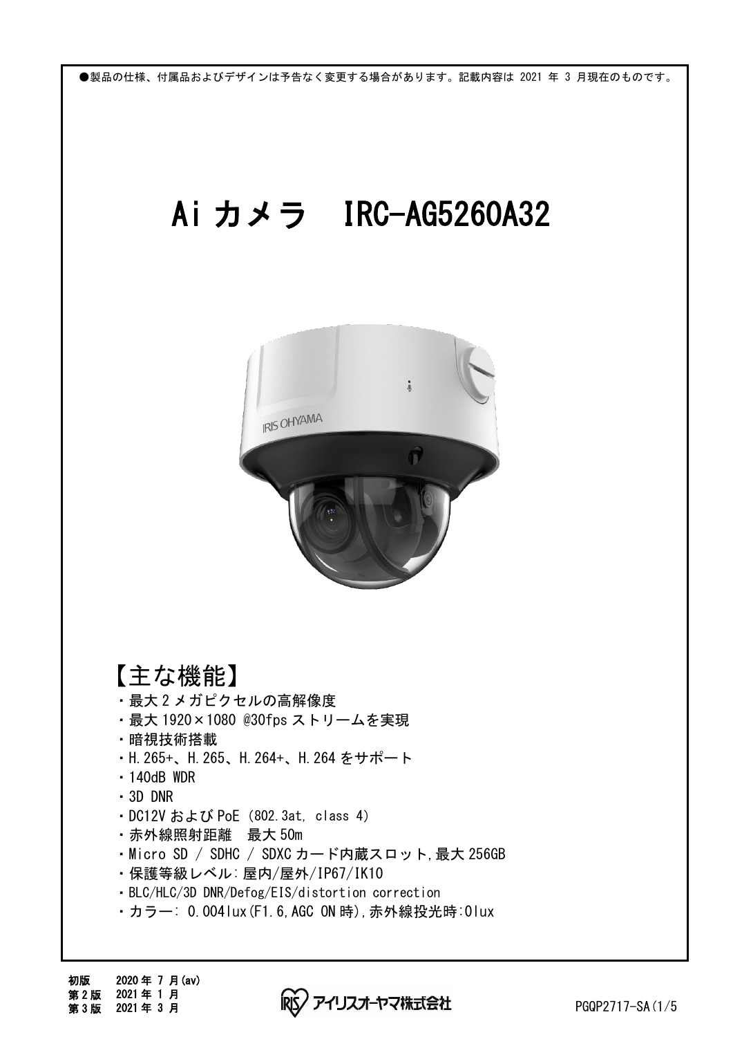●製品の仕様、付属品およびデザインは予告なく変更する場合があります。記載内容は 2021 年 3 月現在のものです。

# Ai カメラ　IRC-AG5260A32

## 【主な機能】

- 最大 2 メガピクセルの高解像度
- 最大 1920×1080 @30fps ストリームを実現
- 暗視技術搭載
- H.265+、H.265、H.264+、H.264 をサポート
- 140dB WDR
- 3D DNR
- DC12V および PoE (802.3at, class 4)
- 赤外線照射距離　最大 50m
- Micro SD / SDHC / SDXC カード内蔵スロット,最大 256GB
- 保護等級レベル:屋内/屋外/IP67/IK10
- BLC/HLC/3D DNR/Defog/EIS/distortion correction
- カラー: 0.004lux(F1.6,AGC ON 時),赤外線投光時:0lux

初版　2020 年 7 月(av)
第 2 版　2021 年 1 月
第 3 版　2021 年 3 月

アイリスオーヤマ株式会社

PGQP2717-SA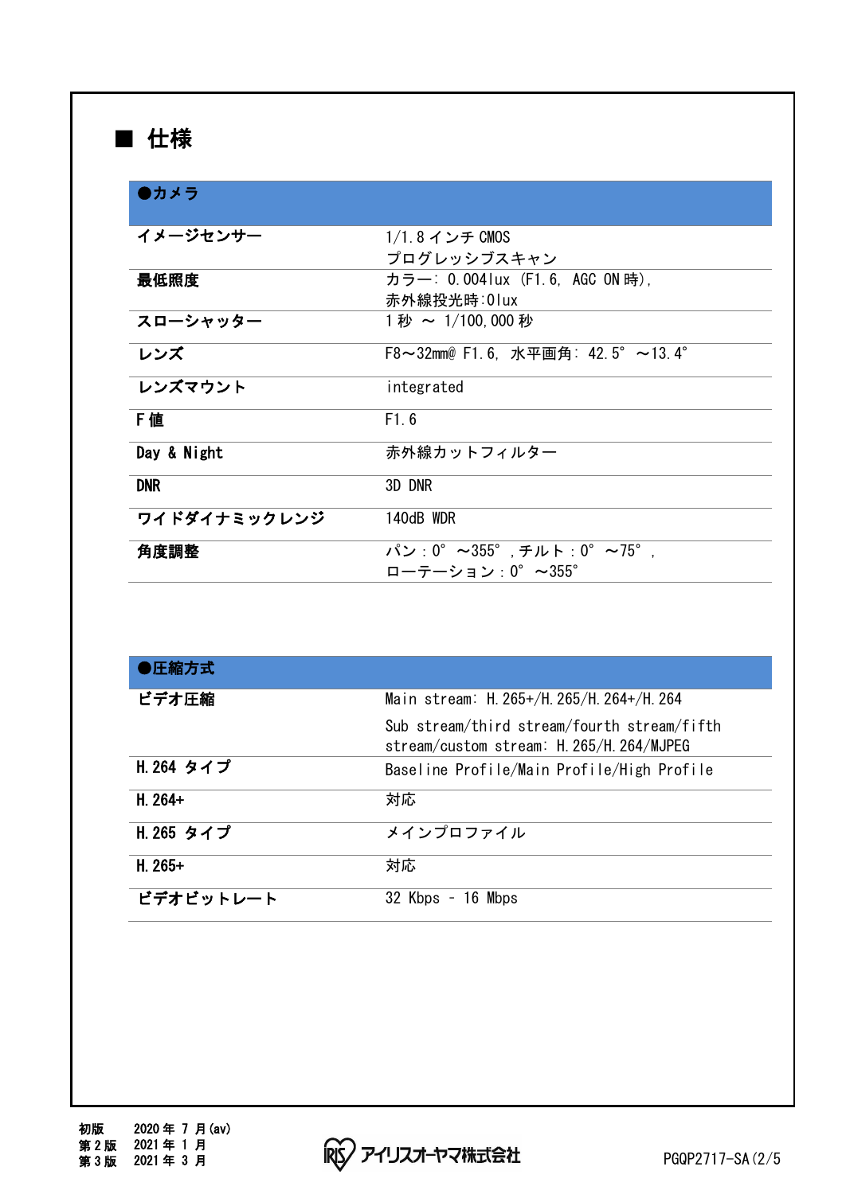## ■ 仕様

| ●カメラ | |
|---|---|
| イメージセンサー | 1/1.8 インチ CMOS<br>プログレッシブスキャン |
| 最低照度 | カラー: 0.004lux (F1.6, AGC ON 時),<br>赤外線投光時:0lux |
| スローシャッター | 1 秒 ～ 1/100,000 秒 |
| レンズ | F8～32mm@ F1.6, 水平画角: 42.5° ～13.4° |
| レンズマウント | integrated |
| F 値 | F1.6 |
| Day & Night | 赤外線カットフィルター |
| DNR | 3D DNR |
| ワイドダイナミックレンジ | 140dB WDR |
| 角度調整 | パン：0° ～355° ,チルト：0° ～75° ,<br>ローテーション：0° ～355° |

| ●圧縮方式 | |
|---|---|
| ビデオ圧縮 | Main stream: H.265+/H.265/H.264+/H.264<br>Sub stream/third stream/fourth stream/fifth stream/custom stream: H.265/H.264/MJPEG |
| H.264 タイプ | Baseline Profile/Main Profile/High Profile |
| H.264+ | 対応 |
| H.265 タイプ | メインプロファイル |
| H.265+ | 対応 |
| ビデオビットレート | 32 Kbps – 16 Mbps |

初版 2020 年 7 月(av)
第 2 版 2021 年 1 月
第 3 版 2021 年 3 月

アイリスオーヤマ株式会社

PGQP2717-SA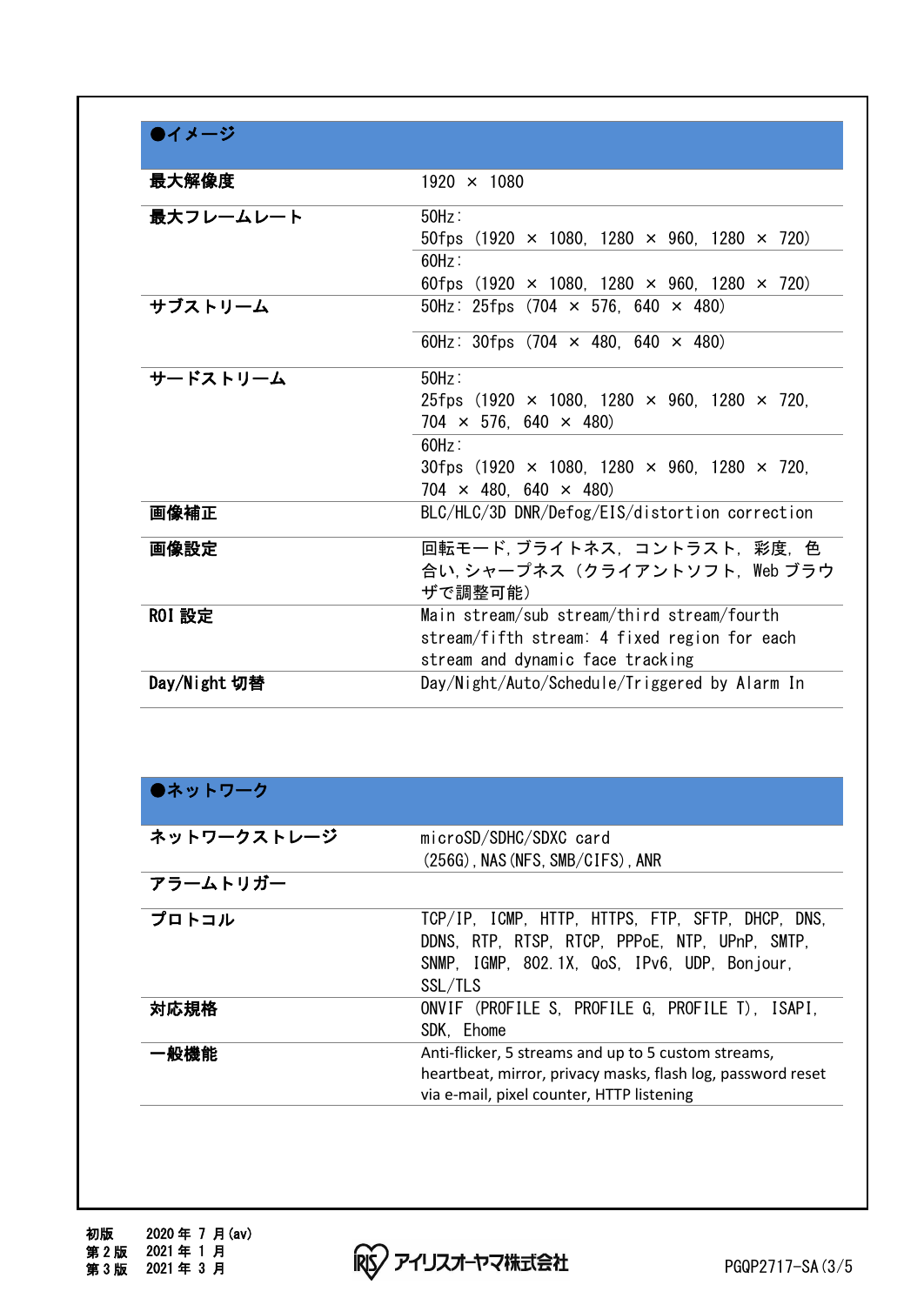| ●イメージ | |
|---|---|
| 最大解像度 | 1920 × 1080 |
| 最大フレームレート | 50Hz:<br>50fps (1920 × 1080, 1280 × 960, 1280 × 720) |
| | 60Hz:<br>60fps (1920 × 1080, 1280 × 960, 1280 × 720) |
| サブストリーム | 50Hz: 25fps (704 × 576, 640 × 480) |
| | 60Hz: 30fps (704 × 480, 640 × 480) |
| サードストリーム | 50Hz:<br>25fps (1920 × 1080, 1280 × 960, 1280 × 720, 704 × 576, 640 × 480) |
| | 60Hz:<br>30fps (1920 × 1080, 1280 × 960, 1280 × 720, 704 × 480, 640 × 480) |
| 画像補正 | BLC/HLC/3D DNR/Defog/EIS/distortion correction |
| 画像設定 | 回転モード, ブライトネス, コントラスト, 彩度, 色合い, シャープネス (クライアントソフト, Web ブラウザで調整可能) |
| ROI 設定 | Main stream/sub stream/third stream/fourth stream/fifth stream: 4 fixed region for each stream and dynamic face tracking |
| Day/Night 切替 | Day/Night/Auto/Schedule/Triggered by Alarm In |

| ●ネットワーク | |
|---|---|
| ネットワークストレージ | microSD/SDHC/SDXC card (256G), NAS(NFS, SMB/CIFS), ANR |
| アラームトリガー | |
| プロトコル | TCP/IP, ICMP, HTTP, HTTPS, FTP, SFTP, DHCP, DNS, DDNS, RTP, RTSP, RTCP, PPPoE, NTP, UPnP, SMTP, SNMP, IGMP, 802.1X, QoS, IPv6, UDP, Bonjour, SSL/TLS |
| 対応規格 | ONVIF (PROFILE S, PROFILE G, PROFILE T), ISAPI, SDK, Ehome |
| 一般機能 | Anti-flicker, 5 streams and up to 5 custom streams, heartbeat, mirror, privacy masks, flash log, password reset via e-mail, pixel counter, HTTP listening |

初版 2020 年 7 月(av)
第 2 版 2021 年 1 月
第 3 版 2021 年 3 月

アイリスオーヤマ株式会社

PGQP2717-SA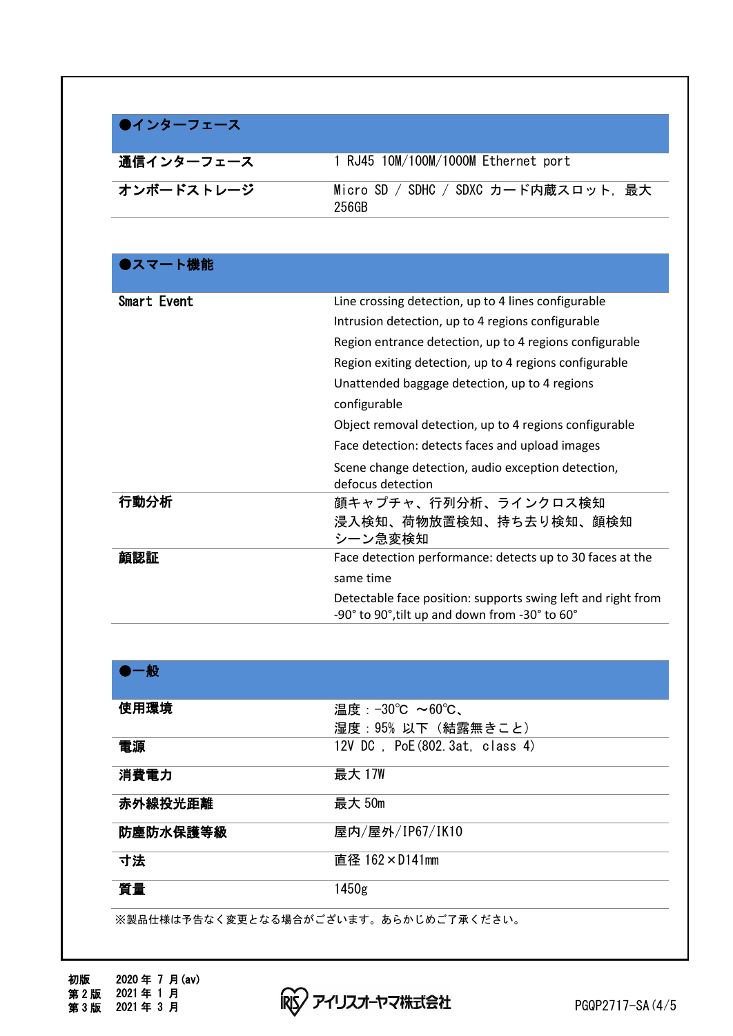| ●インターフェース | |
|---|---|
| 通信インターフェース | 1 RJ45 10M/100M/1000M Ethernet port |
| オンボードストレージ | Micro SD / SDHC / SDXC カード内蔵スロット, 最大256GB |

| ●スマート機能 | |
|---|---|
| Smart Event | Line crossing detection, up to 4 lines configurable<br>Intrusion detection, up to 4 regions configurable<br>Region entrance detection, up to 4 regions configurable<br>Region exiting detection, up to 4 regions configurable<br>Unattended baggage detection, up to 4 regions configurable<br>Object removal detection, up to 4 regions configurable<br>Face detection: detects faces and upload images<br>Scene change detection, audio exception detection, defocus detection |
| 行動分析 | 顔キャプチャ、行列分析、ラインクロス検知<br>浸入検知、荷物放置検知、持ち去り検知、顔検知<br>シーン急変検知 |
| 顔認証 | Face detection performance: detects up to 30 faces at the same time<br>Detectable face position: supports swing left and right from -90° to 90°,tilt up and down from -30° to 60° |

| ●一般 | |
|---|---|
| 使用環境 | 温度：-30℃ ～60℃、<br>湿度：95% 以下（結露無きこと） |
| 電源 | 12V DC , PoE(802.3at, class 4) |
| 消費電力 | 最大 17W |
| 赤外線投光距離 | 最大 50m |
| 防塵防水保護等級 | 屋内/屋外/IP67/IK10 |
| 寸法 | 直径 162×D141mm |
| 質量 | 1450g |

※製品仕様は予告なく変更となる場合がございます。あらかじめご了承ください。

初版 2020 年 7 月(av)
第 2 版 2021 年 1 月
第 3 版 2021 年 3 月

アイリスオーヤマ株式会社

PGQP2717-SA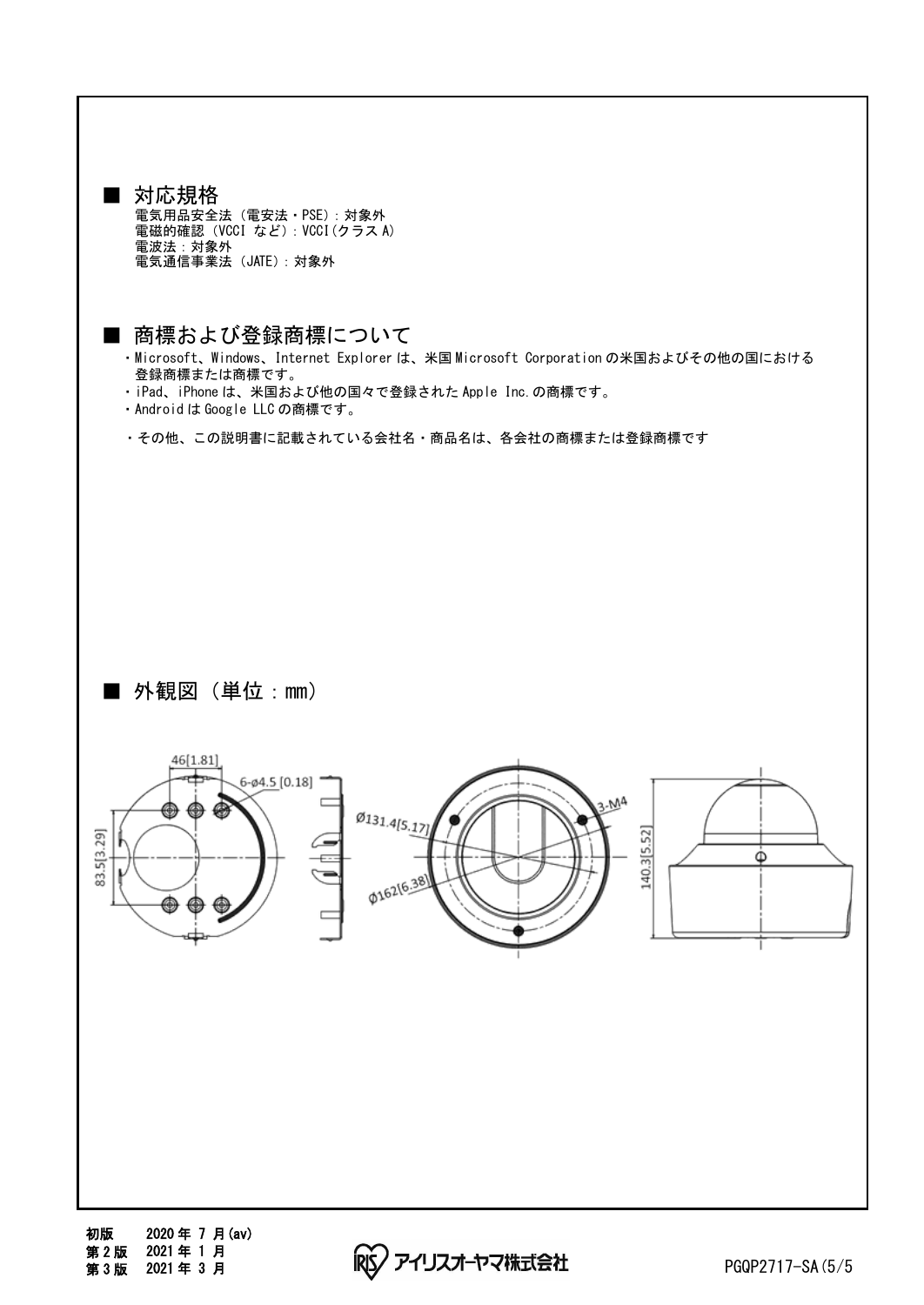## ■ 対応規格

電気用品安全法（電安法・PSE）：対象外
電磁的確認（VCCI など）：VCCI(クラス A)
電波法：対象外
電気通信事業法（JATE）：対象外

## ■ 商標および登録商標について

- Microsoft、Windows、Internet Explorer は、米国 Microsoft Corporation の米国およびその他の国における登録商標または商標です。
- iPad、iPhone は、米国および他の国々で登録された Apple Inc. の商標です。
- Android は Google LLC の商標です。

- その他、この説明書に記載されている会社名・商品名は、各会社の商標または登録商標です

## ■ 外観図（単位：mm）

46[1.81]
6-ø4.5 [0.18]
83.5[3.29]
Ø131.4[5.17]
Ø162[6.38]
3-M4
140.3[5.52]

初版　2020 年 7 月(av)
第 2 版　2021 年 1 月
第 3 版　2021 年 3 月

アイリスオーヤマ株式会社

PGQP2717-SA(5/5